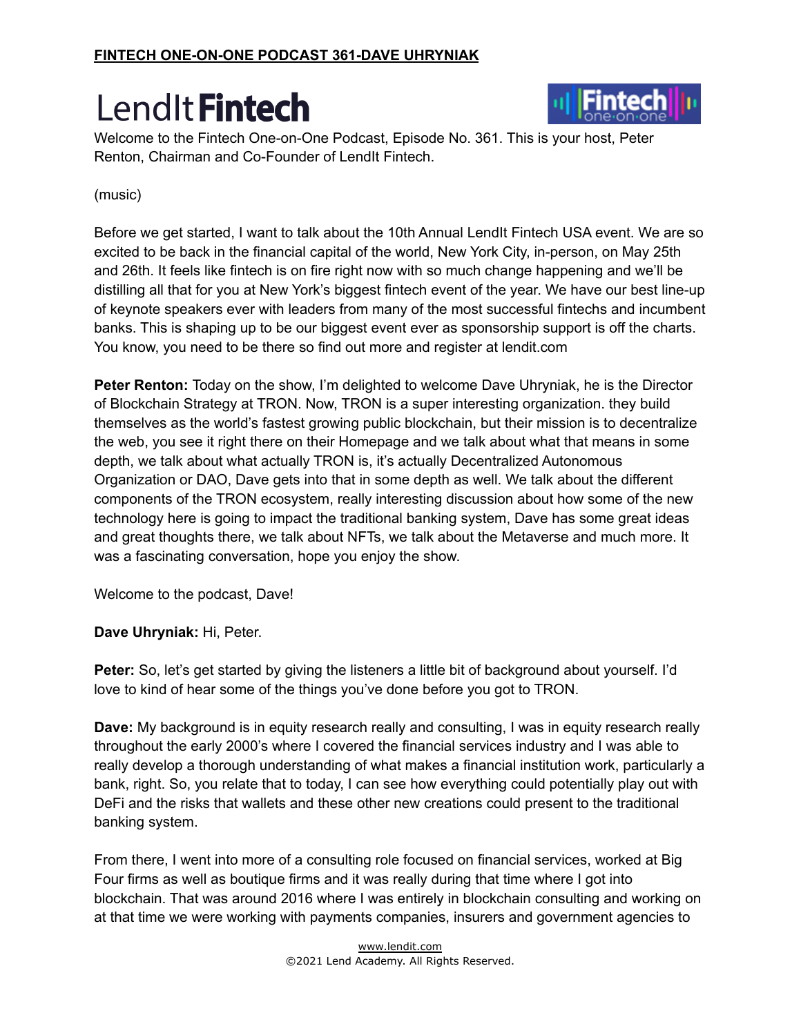**FINTECH ONE-ON-ONE PODCAST 361-DAVE UHRYNIAK**

# LendIt Fintech

Welcome to the Fintech One-on-One Podcast, Episode No. 361. This is your host, Peter Renton, Chairman and Co-Founder of LendIt Fintech.

(music)

Before we get started, I want to talk about the 10th Annual LendIt Fintech USA event. We are so excited to be back in the financial capital of the world, New York City, in-person, on May 25th and 26th. It feels like fintech is on fire right now with so much change happening and we'll be distilling all that for you at New York's biggest fintech event of the year. We have our best line-up of keynote speakers ever with leaders from many of the most successful fintechs and incumbent banks. This is shaping up to be our biggest event ever as sponsorship support is off the charts. You know, you need to be there so find out more and register at lendit.com

**Peter Renton:** Today on the show, I'm delighted to welcome Dave Uhryniak, he is the Director of Blockchain Strategy at TRON. Now, TRON is a super interesting organization. they build themselves as the world's fastest growing public blockchain, but their mission is to decentralize the web, you see it right there on their Homepage and we talk about what that means in some depth, we talk about what actually TRON is, it's actually Decentralized Autonomous Organization or DAO, Dave gets into that in some depth as well. We talk about the different components of the TRON ecosystem, really interesting discussion about how some of the new technology here is going to impact the traditional banking system, Dave has some great ideas and great thoughts there, we talk about NFTs, we talk about the Metaverse and much more. It was a fascinating conversation, hope you enjoy the show.

Welcome to the podcast, Dave!

**Dave Uhryniak:** Hi, Peter.

**Peter:** So, let's get started by giving the listeners a little bit of background about yourself. I'd love to kind of hear some of the things you've done before you got to TRON.

**Dave:** My background is in equity research really and consulting, I was in equity research really throughout the early 2000's where I covered the financial services industry and I was able to really develop a thorough understanding of what makes a financial institution work, particularly a bank, right. So, you relate that to today, I can see how everything could potentially play out with DeFi and the risks that wallets and these other new creations could present to the traditional banking system.

From there, I went into more of a consulting role focused on financial services, worked at Big Four firms as well as boutique firms and it was really during that time where I got into blockchain. That was around 2016 where I was entirely in blockchain consulting and working on at that time we were working with payments companies, insurers and government agencies to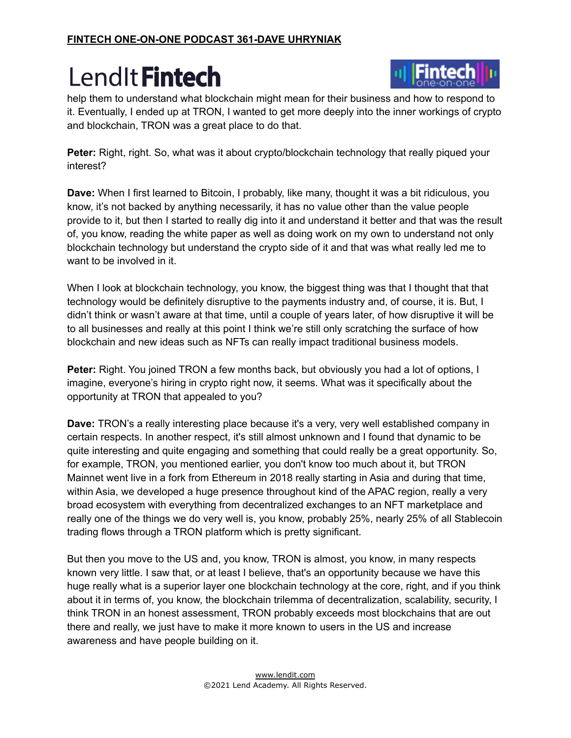help them to understand what blockchain might mean for their business and how to respond to it. Eventually, I ended up at TRON, I wanted to get more deeply into the inner workings of crypto and blockchain, TRON was a great place to do that.

**Peter:** Right, right. So, what was it about crypto/blockchain technology that really piqued your interest?

**Dave:** When I first learned to Bitcoin, I probably, like many, thought it was a bit ridiculous, you know, it's not backed by anything necessarily, it has no value other than the value people provide to it, but then I started to really dig into it and understand it better and that was the result of, you know, reading the white paper as well as doing work on my own to understand not only blockchain technology but understand the crypto side of it and that was what really led me to want to be involved in it.

When I look at blockchain technology, you know, the biggest thing was that I thought that that technology would be definitely disruptive to the payments industry and, of course, it is. But, I didn't think or wasn't aware at that time, until a couple of years later, of how disruptive it will be to all businesses and really at this point I think we're still only scratching the surface of how blockchain and new ideas such as NFTs can really impact traditional business models.

**Peter:** Right. You joined TRON a few months back, but obviously you had a lot of options, I imagine, everyone's hiring in crypto right now, it seems. What was it specifically about the opportunity at TRON that appealed to you?

**Dave:** TRON's a really interesting place because it's a very, very well established company in certain respects. In another respect, it's still almost unknown and I found that dynamic to be quite interesting and quite engaging and something that could really be a great opportunity. So, for example, TRON, you mentioned earlier, you don't know too much about it, but TRON Mainnet went live in a fork from Ethereum in 2018 really starting in Asia and during that time, within Asia, we developed a huge presence throughout kind of the APAC region, really a very broad ecosystem with everything from decentralized exchanges to an NFT marketplace and really one of the things we do very well is, you know, probably 25%, nearly 25% of all Stablecoin trading flows through a TRON platform which is pretty significant.

But then you move to the US and, you know, TRON is almost, you know, in many respects known very little. I saw that, or at least I believe, that's an opportunity because we have this huge really what is a superior layer one blockchain technology at the core, right, and if you think about it in terms of, you know, the blockchain trilemma of decentralization, scalability, security, I think TRON in an honest assessment, TRON probably exceeds most blockchains that are out there and really, we just have to make it more known to users in the US and increase awareness and have people building on it.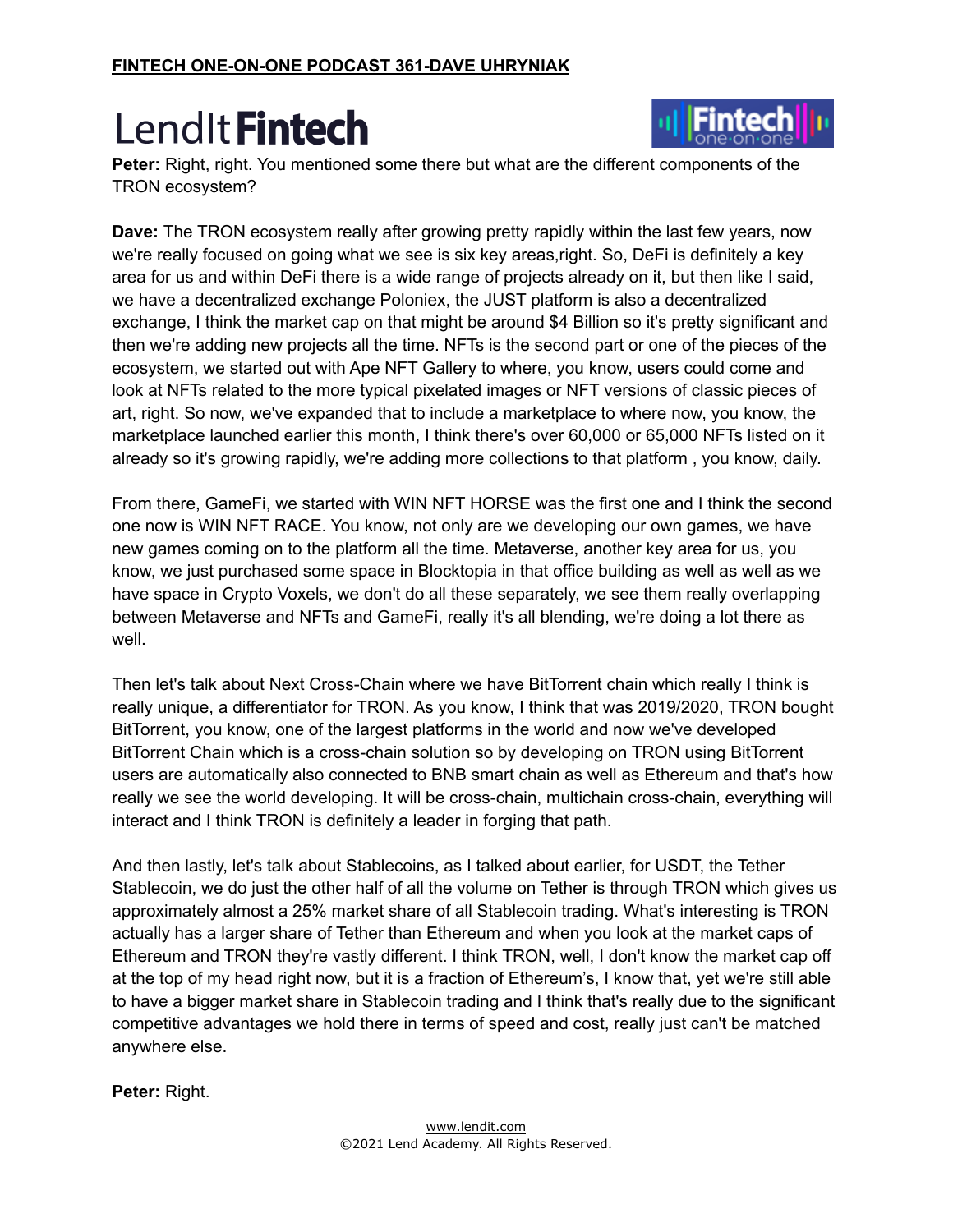**Peter:** Right, right. You mentioned some there but what are the different components of the TRON ecosystem?

**Dave:** The TRON ecosystem really after growing pretty rapidly within the last few years, now we're really focused on going what we see is six key areas,right. So, DeFi is definitely a key area for us and within DeFi there is a wide range of projects already on it, but then like I said, we have a decentralized exchange Poloniex, the JUST platform is also a decentralized exchange, I think the market cap on that might be around $4 Billion so it's pretty significant and then we're adding new projects all the time. NFTs is the second part or one of the pieces of the ecosystem, we started out with Ape NFT Gallery to where, you know, users could come and look at NFTs related to the more typical pixelated images or NFT versions of classic pieces of art, right. So now, we've expanded that to include a marketplace to where now, you know, the marketplace launched earlier this month, I think there's over 60,000 or 65,000 NFTs listed on it already so it's growing rapidly, we're adding more collections to that platform , you know, daily.

From there, GameFi, we started with WIN NFT HORSE was the first one and I think the second one now is WIN NFT RACE. You know, not only are we developing our own games, we have new games coming on to the platform all the time. Metaverse, another key area for us, you know, we just purchased some space in Blocktopia in that office building as well as well as we have space in Crypto Voxels, we don't do all these separately, we see them really overlapping between Metaverse and NFTs and GameFi, really it's all blending, we're doing a lot there as well.

Then let's talk about Next Cross-Chain where we have BitTorrent chain which really I think is really unique, a differentiator for TRON. As you know, I think that was 2019/2020, TRON bought BitTorrent, you know, one of the largest platforms in the world and now we've developed BitTorrent Chain which is a cross-chain solution so by developing on TRON using BitTorrent users are automatically also connected to BNB smart chain as well as Ethereum and that's how really we see the world developing. It will be cross-chain, multichain cross-chain, everything will interact and I think TRON is definitely a leader in forging that path.

And then lastly, let's talk about Stablecoins, as I talked about earlier, for USDT, the Tether Stablecoin, we do just the other half of all the volume on Tether is through TRON which gives us approximately almost a 25% market share of all Stablecoin trading. What's interesting is TRON actually has a larger share of Tether than Ethereum and when you look at the market caps of Ethereum and TRON they're vastly different. I think TRON, well, I don't know the market cap off at the top of my head right now, but it is a fraction of Ethereum's, I know that, yet we're still able to have a bigger market share in Stablecoin trading and I think that's really due to the significant competitive advantages we hold there in terms of speed and cost, really just can't be matched anywhere else.

**Peter:** Right.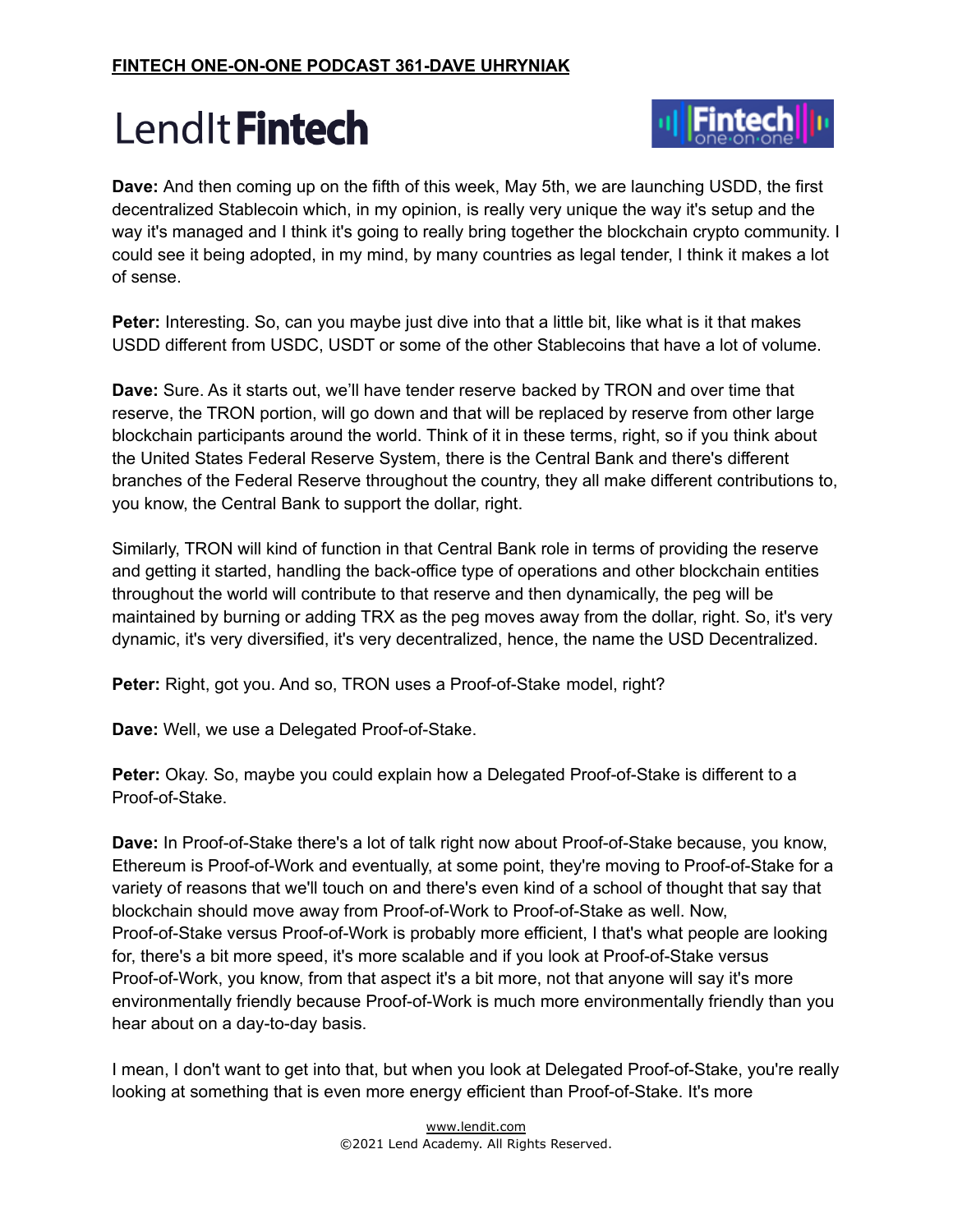**Dave:** And then coming up on the fifth of this week, May 5th, we are launching USDD, the first decentralized Stablecoin which, in my opinion, is really very unique the way it's setup and the way it's managed and I think it's going to really bring together the blockchain crypto community. I could see it being adopted, in my mind, by many countries as legal tender, I think it makes a lot of sense.

**Peter:** Interesting. So, can you maybe just dive into that a little bit, like what is it that makes USDD different from USDC, USDT or some of the other Stablecoins that have a lot of volume.

**Dave:** Sure. As it starts out, we'll have tender reserve backed by TRON and over time that reserve, the TRON portion, will go down and that will be replaced by reserve from other large blockchain participants around the world. Think of it in these terms, right, so if you think about the United States Federal Reserve System, there is the Central Bank and there's different branches of the Federal Reserve throughout the country, they all make different contributions to, you know, the Central Bank to support the dollar, right.

Similarly, TRON will kind of function in that Central Bank role in terms of providing the reserve and getting it started, handling the back-office type of operations and other blockchain entities throughout the world will contribute to that reserve and then dynamically, the peg will be maintained by burning or adding TRX as the peg moves away from the dollar, right. So, it's very dynamic, it's very diversified, it's very decentralized, hence, the name the USD Decentralized.

**Peter:** Right, got you. And so, TRON uses a Proof-of-Stake model, right?

**Dave:** Well, we use a Delegated Proof-of-Stake.

**Peter:** Okay. So, maybe you could explain how a Delegated Proof-of-Stake is different to a Proof-of-Stake.

**Dave:** In Proof-of-Stake there's a lot of talk right now about Proof-of-Stake because, you know, Ethereum is Proof-of-Work and eventually, at some point, they're moving to Proof-of-Stake for a variety of reasons that we'll touch on and there's even kind of a school of thought that say that blockchain should move away from Proof-of-Work to Proof-of-Stake as well. Now, Proof-of-Stake versus Proof-of-Work is probably more efficient, I that's what people are looking for, there's a bit more speed, it's more scalable and if you look at Proof-of-Stake versus Proof-of-Work, you know, from that aspect it's a bit more, not that anyone will say it's more environmentally friendly because Proof-of-Work is much more environmentally friendly than you hear about on a day-to-day basis.

I mean, I don't want to get into that, but when you look at Delegated Proof-of-Stake, you're really looking at something that is even more energy efficient than Proof-of-Stake. It's more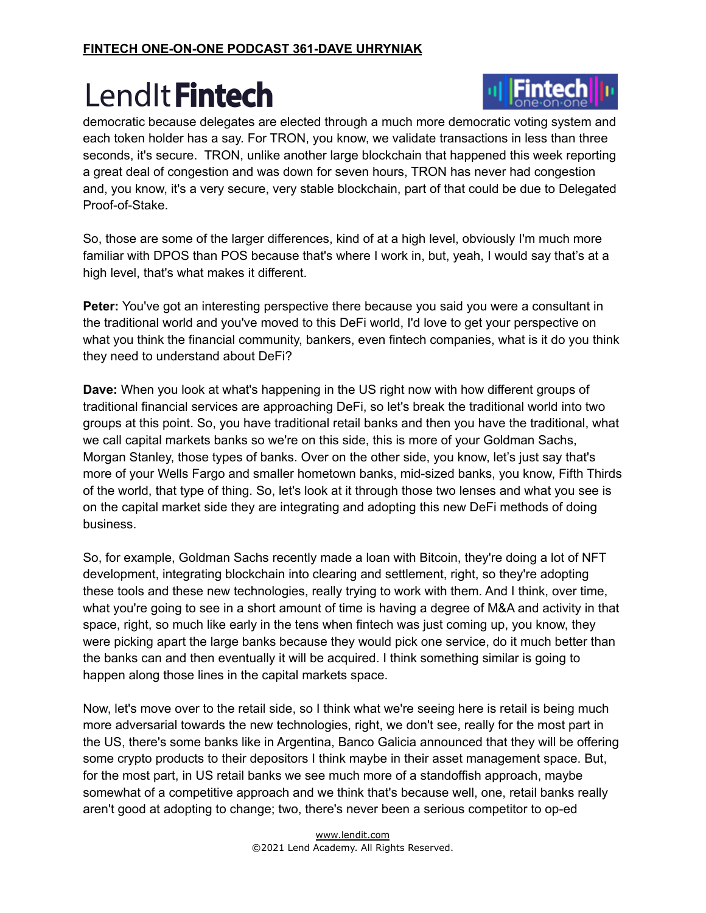democratic because delegates are elected through a much more democratic voting system and each token holder has a say. For TRON, you know, we validate transactions in less than three seconds, it's secure.  TRON, unlike another large blockchain that happened this week reporting a great deal of congestion and was down for seven hours, TRON has never had congestion and, you know, it's a very secure, very stable blockchain, part of that could be due to Delegated Proof-of-Stake.

So, those are some of the larger differences, kind of at a high level, obviously I'm much more familiar with DPOS than POS because that's where I work in, but, yeah, I would say that's at a high level, that's what makes it different.

**Peter:** You've got an interesting perspective there because you said you were a consultant in the traditional world and you've moved to this DeFi world, I'd love to get your perspective on what you think the financial community, bankers, even fintech companies, what is it do you think they need to understand about DeFi?

**Dave:** When you look at what's happening in the US right now with how different groups of traditional financial services are approaching DeFi, so let's break the traditional world into two groups at this point. So, you have traditional retail banks and then you have the traditional, what we call capital markets banks so we're on this side, this is more of your Goldman Sachs, Morgan Stanley, those types of banks. Over on the other side, you know, let's just say that's more of your Wells Fargo and smaller hometown banks, mid-sized banks, you know, Fifth Thirds of the world, that type of thing. So, let's look at it through those two lenses and what you see is on the capital market side they are integrating and adopting this new DeFi methods of doing business.

So, for example, Goldman Sachs recently made a loan with Bitcoin, they're doing a lot of NFT development, integrating blockchain into clearing and settlement, right, so they're adopting these tools and these new technologies, really trying to work with them. And I think, over time, what you're going to see in a short amount of time is having a degree of M&A and activity in that space, right, so much like early in the tens when fintech was just coming up, you know, they were picking apart the large banks because they would pick one service, do it much better than the banks can and then eventually it will be acquired. I think something similar is going to happen along those lines in the capital markets space.

Now, let's move over to the retail side, so I think what we're seeing here is retail is being much more adversarial towards the new technologies, right, we don't see, really for the most part in the US, there's some banks like in Argentina, Banco Galicia announced that they will be offering some crypto products to their depositors I think maybe in their asset management space. But, for the most part, in US retail banks we see much more of a standoffish approach, maybe somewhat of a competitive approach and we think that's because well, one, retail banks really aren't good at adopting to change; two, there's never been a serious competitor to op-ed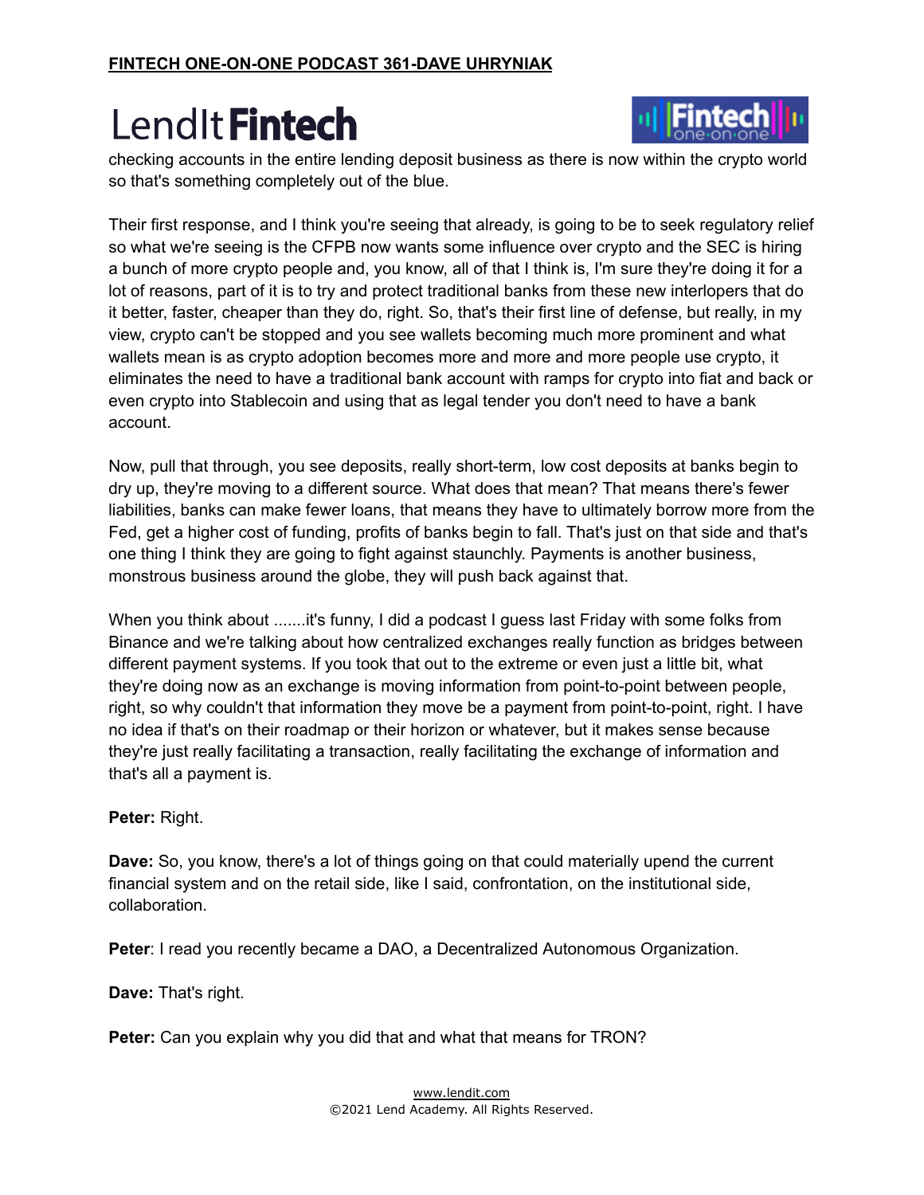checking accounts in the entire lending deposit business as there is now within the crypto world so that's something completely out of the blue.

Their first response, and I think you're seeing that already, is going to be to seek regulatory relief so what we're seeing is the CFPB now wants some influence over crypto and the SEC is hiring a bunch of more crypto people and, you know, all of that I think is, I'm sure they're doing it for a lot of reasons, part of it is to try and protect traditional banks from these new interlopers that do it better, faster, cheaper than they do, right. So, that's their first line of defense, but really, in my view, crypto can't be stopped and you see wallets becoming much more prominent and what wallets mean is as crypto adoption becomes more and more and more people use crypto, it eliminates the need to have a traditional bank account with ramps for crypto into fiat and back or even crypto into Stablecoin and using that as legal tender you don't need to have a bank account.

Now, pull that through, you see deposits, really short-term, low cost deposits at banks begin to dry up, they're moving to a different source. What does that mean? That means there's fewer liabilities, banks can make fewer loans, that means they have to ultimately borrow more from the Fed, get a higher cost of funding, profits of banks begin to fall. That's just on that side and that's one thing I think they are going to fight against staunchly. Payments is another business, monstrous business around the globe, they will push back against that.

When you think about .......it's funny, I did a podcast I guess last Friday with some folks from Binance and we're talking about how centralized exchanges really function as bridges between different payment systems. If you took that out to the extreme or even just a little bit, what they're doing now as an exchange is moving information from point-to-point between people, right, so why couldn't that information they move be a payment from point-to-point, right. I have no idea if that's on their roadmap or their horizon or whatever, but it makes sense because they're just really facilitating a transaction, really facilitating the exchange of information and that's all a payment is.

**Peter:** Right.

**Dave:** So, you know, there's a lot of things going on that could materially upend the current financial system and on the retail side, like I said, confrontation, on the institutional side, collaboration.

**Peter**: I read you recently became a DAO, a Decentralized Autonomous Organization.

**Dave:** That's right.

**Peter:** Can you explain why you did that and what that means for TRON?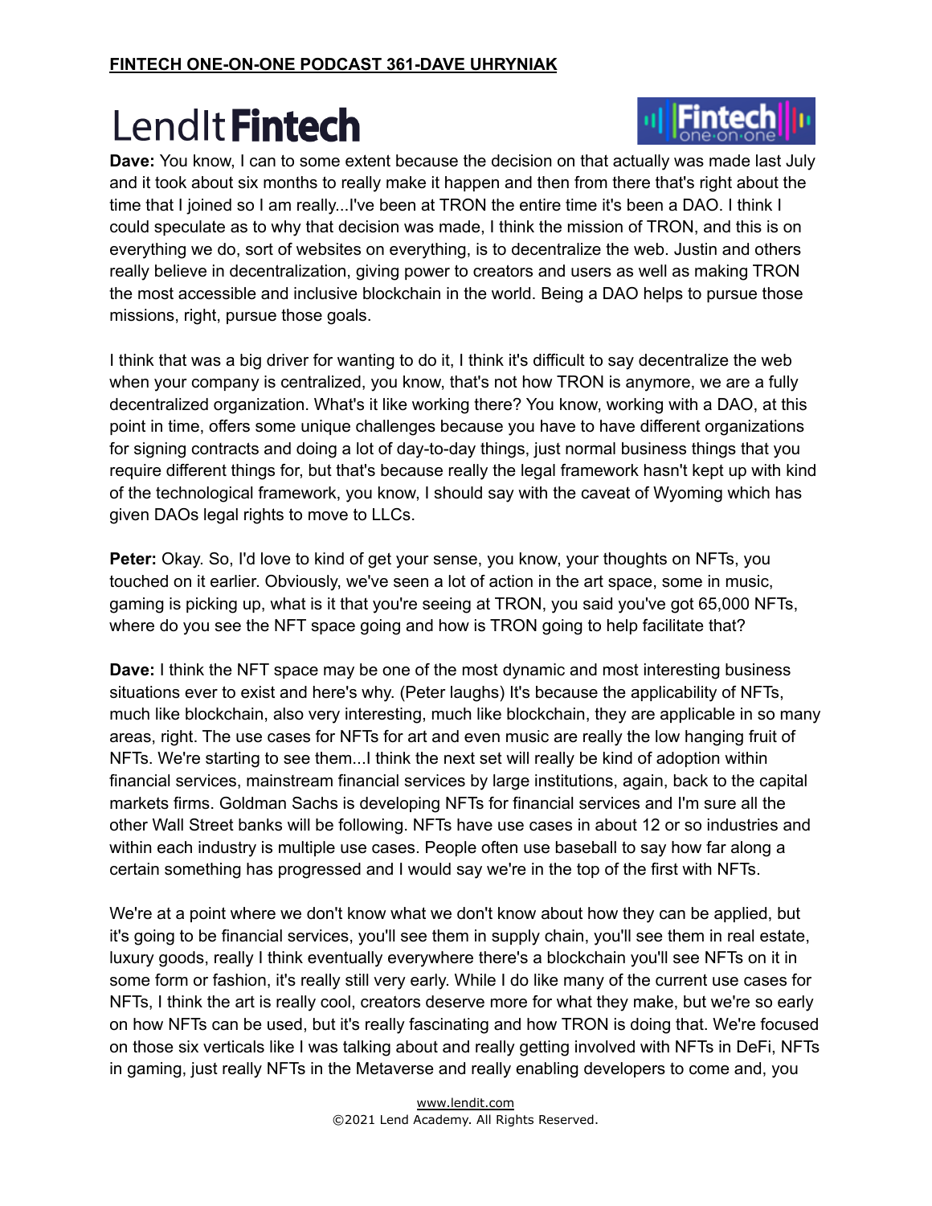**Dave:** You know, I can to some extent because the decision on that actually was made last July and it took about six months to really make it happen and then from there that's right about the time that I joined so I am really...I've been at TRON the entire time it's been a DAO. I think I could speculate as to why that decision was made, I think the mission of TRON, and this is on everything we do, sort of websites on everything, is to decentralize the web. Justin and others really believe in decentralization, giving power to creators and users as well as making TRON the most accessible and inclusive blockchain in the world. Being a DAO helps to pursue those missions, right, pursue those goals.

I think that was a big driver for wanting to do it, I think it's difficult to say decentralize the web when your company is centralized, you know, that's not how TRON is anymore, we are a fully decentralized organization. What's it like working there? You know, working with a DAO, at this point in time, offers some unique challenges because you have to have different organizations for signing contracts and doing a lot of day-to-day things, just normal business things that you require different things for, but that's because really the legal framework hasn't kept up with kind of the technological framework, you know, I should say with the caveat of Wyoming which has given DAOs legal rights to move to LLCs.

**Peter:** Okay. So, I'd love to kind of get your sense, you know, your thoughts on NFTs, you touched on it earlier. Obviously, we've seen a lot of action in the art space, some in music, gaming is picking up, what is it that you're seeing at TRON, you said you've got 65,000 NFTs, where do you see the NFT space going and how is TRON going to help facilitate that?

**Dave:** I think the NFT space may be one of the most dynamic and most interesting business situations ever to exist and here's why. (Peter laughs) It's because the applicability of NFTs, much like blockchain, also very interesting, much like blockchain, they are applicable in so many areas, right. The use cases for NFTs for art and even music are really the low hanging fruit of NFTs. We're starting to see them...I think the next set will really be kind of adoption within financial services, mainstream financial services by large institutions, again, back to the capital markets firms. Goldman Sachs is developing NFTs for financial services and I'm sure all the other Wall Street banks will be following. NFTs have use cases in about 12 or so industries and within each industry is multiple use cases. People often use baseball to say how far along a certain something has progressed and I would say we're in the top of the first with NFTs.

We're at a point where we don't know what we don't know about how they can be applied, but it's going to be financial services, you'll see them in supply chain, you'll see them in real estate, luxury goods, really I think eventually everywhere there's a blockchain you'll see NFTs on it in some form or fashion, it's really still very early. While I do like many of the current use cases for NFTs, I think the art is really cool, creators deserve more for what they make, but we're so early on how NFTs can be used, but it's really fascinating and how TRON is doing that. We're focused on those six verticals like I was talking about and really getting involved with NFTs in DeFi, NFTs in gaming, just really NFTs in the Metaverse and really enabling developers to come and, you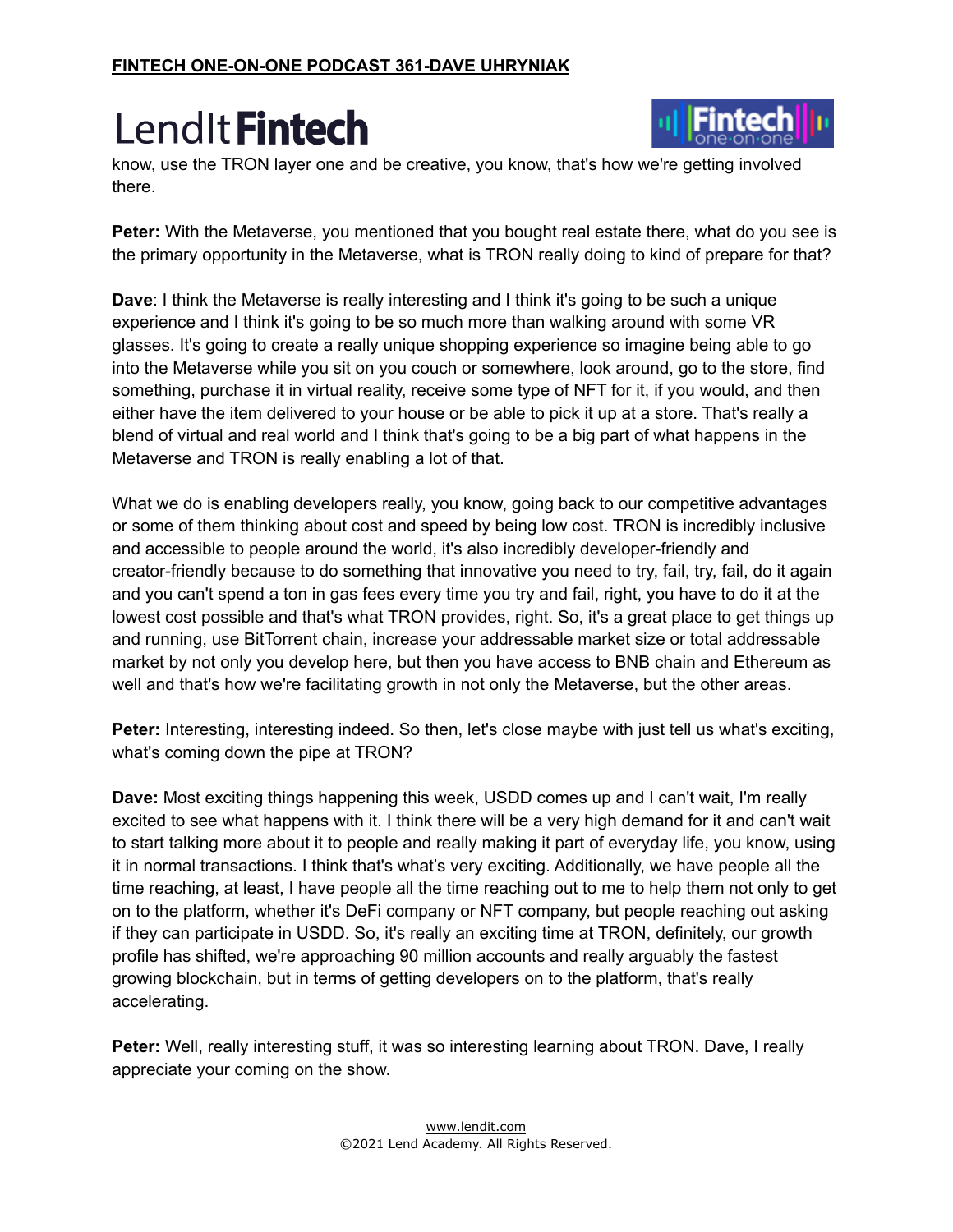know, use the TRON layer one and be creative, you know, that's how we're getting involved there.

**Peter:** With the Metaverse, you mentioned that you bought real estate there, what do you see is the primary opportunity in the Metaverse, what is TRON really doing to kind of prepare for that?

**Dave**: I think the Metaverse is really interesting and I think it's going to be such a unique experience and I think it's going to be so much more than walking around with some VR glasses. It's going to create a really unique shopping experience so imagine being able to go into the Metaverse while you sit on you couch or somewhere, look around, go to the store, find something, purchase it in virtual reality, receive some type of NFT for it, if you would, and then either have the item delivered to your house or be able to pick it up at a store. That's really a blend of virtual and real world and I think that's going to be a big part of what happens in the Metaverse and TRON is really enabling a lot of that.

What we do is enabling developers really, you know, going back to our competitive advantages or some of them thinking about cost and speed by being low cost. TRON is incredibly inclusive and accessible to people around the world, it's also incredibly developer-friendly and creator-friendly because to do something that innovative you need to try, fail, try, fail, do it again and you can't spend a ton in gas fees every time you try and fail, right, you have to do it at the lowest cost possible and that's what TRON provides, right. So, it's a great place to get things up and running, use BitTorrent chain, increase your addressable market size or total addressable market by not only you develop here, but then you have access to BNB chain and Ethereum as well and that's how we're facilitating growth in not only the Metaverse, but the other areas.

**Peter:** Interesting, interesting indeed. So then, let's close maybe with just tell us what's exciting, what's coming down the pipe at TRON?

**Dave:** Most exciting things happening this week, USDD comes up and I can't wait, I'm really excited to see what happens with it. I think there will be a very high demand for it and can't wait to start talking more about it to people and really making it part of everyday life, you know, using it in normal transactions. I think that's what's very exciting. Additionally, we have people all the time reaching, at least, I have people all the time reaching out to me to help them not only to get on to the platform, whether it's DeFi company or NFT company, but people reaching out asking if they can participate in USDD. So, it's really an exciting time at TRON, definitely, our growth profile has shifted, we're approaching 90 million accounts and really arguably the fastest growing blockchain, but in terms of getting developers on to the platform, that's really accelerating.

**Peter:** Well, really interesting stuff, it was so interesting learning about TRON. Dave, I really appreciate your coming on the show.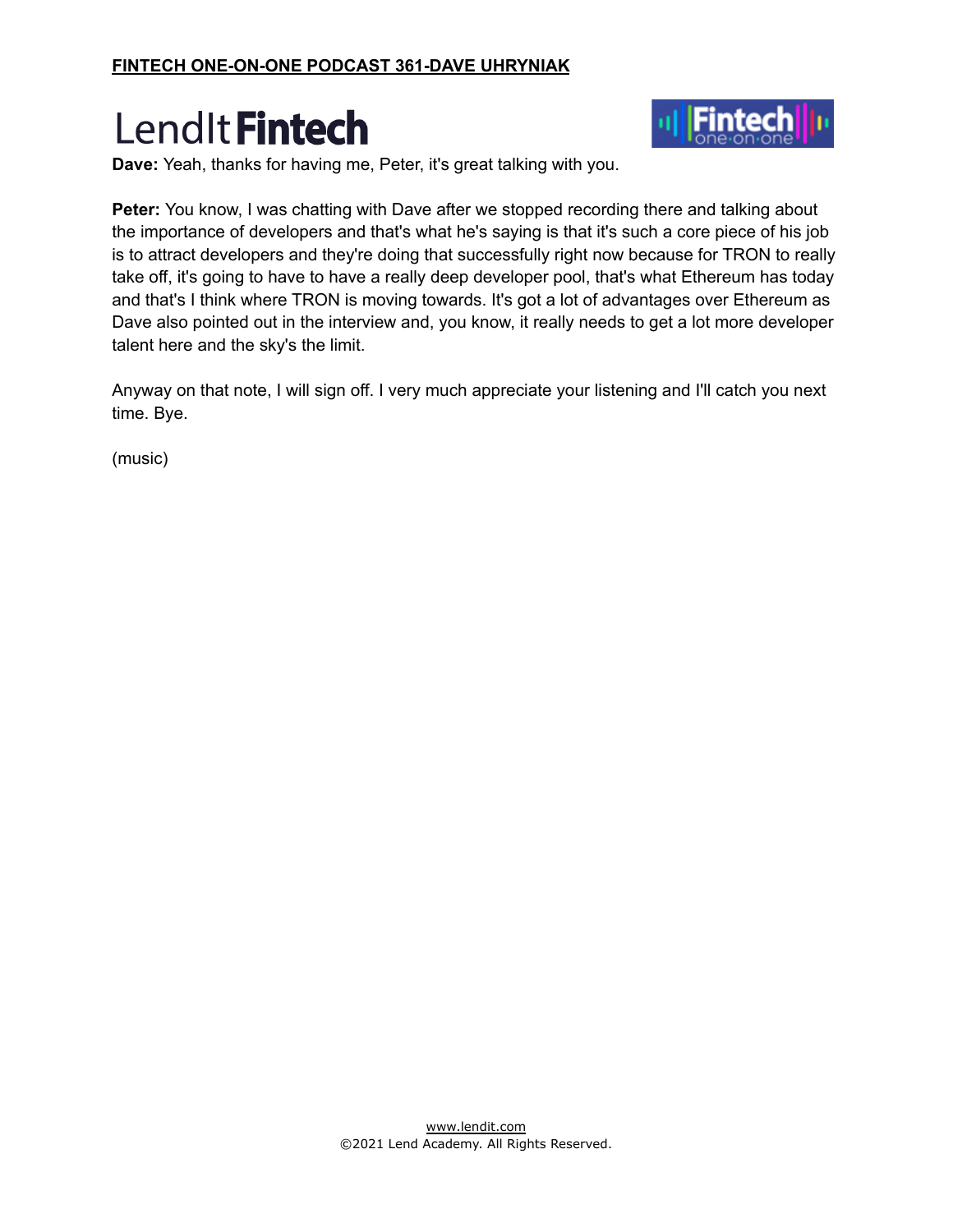**Dave:** Yeah, thanks for having me, Peter, it's great talking with you.

**Peter:** You know, I was chatting with Dave after we stopped recording there and talking about the importance of developers and that's what he's saying is that it's such a core piece of his job is to attract developers and they're doing that successfully right now because for TRON to really take off, it's going to have to have a really deep developer pool, that's what Ethereum has today and that's I think where TRON is moving towards. It's got a lot of advantages over Ethereum as Dave also pointed out in the interview and, you know, it really needs to get a lot more developer talent here and the sky's the limit.

Anyway on that note, I will sign off. I very much appreciate your listening and I'll catch you next time. Bye.

(music)